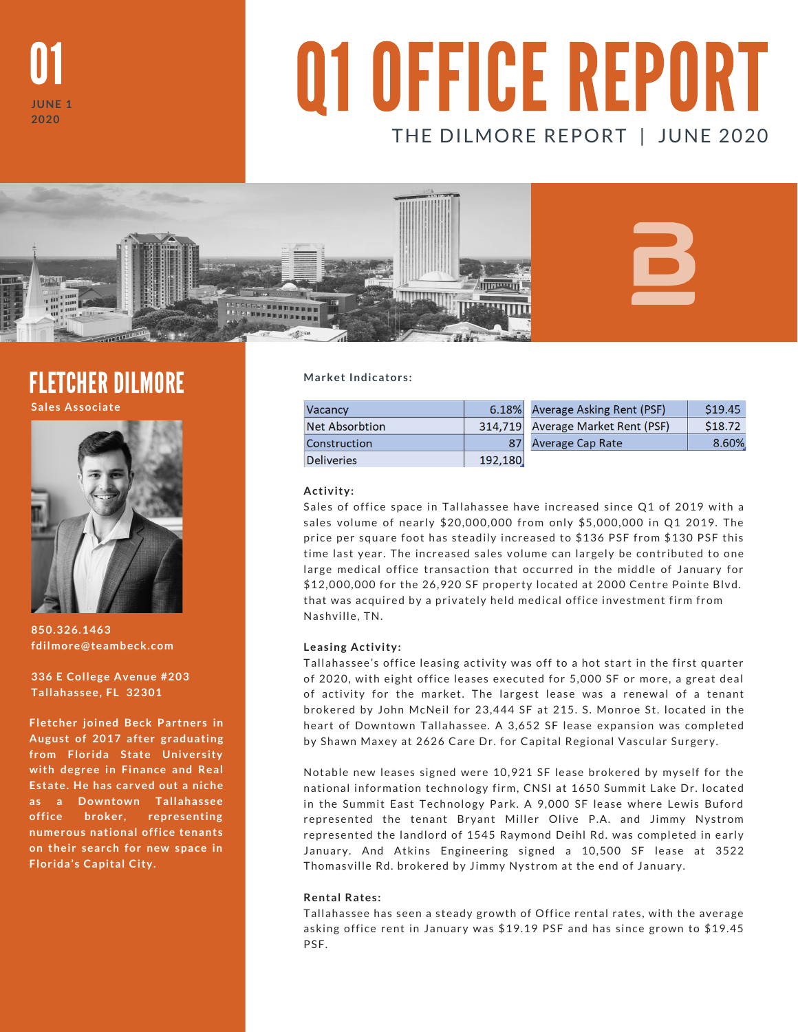01

JUNE 1
2020

# Q1 OFFICE REPORT

THE DILMORE REPORT | JUNE 2020

## FLETCHER DILMORE

Sales Associate

850.326.1463
fdilmore@teambeck.com

336 E College Avenue #203
Tallahassee, FL 32301

Fletcher joined Beck Partners in August of 2017 after graduating from Florida State University with degree in Finance and Real Estate. He has carved out a niche as a Downtown Tallahassee office broker, representing numerous national office tenants on their search for new space in Florida's Capital City.

**Market Indicators:**

| | | | |
|---|---|---|---|
| Vacancy | 6.18% | Average Asking Rent (PSF) | $19.45 |
| Net Absorbtion | 314,719 | Average Market Rent (PSF) | $18.72 |
| Construction | 87 | Average Cap Rate | 8.60% |
| Deliveries | 192,180 | | |

**Activity:**

Sales of office space in Tallahassee have increased since Q1 of 2019 with a sales volume of nearly $20,000,000 from only $5,000,000 in Q1 2019. The price per square foot has steadily increased to $136 PSF from $130 PSF this time last year. The increased sales volume can largely be contributed to one large medical office transaction that occurred in the middle of January for $12,000,000 for the 26,920 SF property located at 2000 Centre Pointe Blvd. that was acquired by a privately held medical office investment firm from Nashville, TN.

**Leasing Activity:**

Tallahassee's office leasing activity was off to a hot start in the first quarter of 2020, with eight office leases executed for 5,000 SF or more, a great deal of activity for the market. The largest lease was a renewal of a tenant brokered by John McNeil for 23,444 SF at 215. S. Monroe St. located in the heart of Downtown Tallahassee. A 3,652 SF lease expansion was completed by Shawn Maxey at 2626 Care Dr. for Capital Regional Vascular Surgery.

Notable new leases signed were 10,921 SF lease brokered by myself for the national information technology firm, CNSI at 1650 Summit Lake Dr. located in the Summit East Technology Park. A 9,000 SF lease where Lewis Buford represented the tenant Bryant Miller Olive P.A. and Jimmy Nystrom represented the landlord of 1545 Raymond Deihl Rd. was completed in early January. And Atkins Engineering signed a 10,500 SF lease at 3522 Thomasville Rd. brokered by Jimmy Nystrom at the end of January.

**Rental Rates:**

Tallahassee has seen a steady growth of Office rental rates, with the average asking office rent in January was $19.19 PSF and has since grown to $19.45 PSF.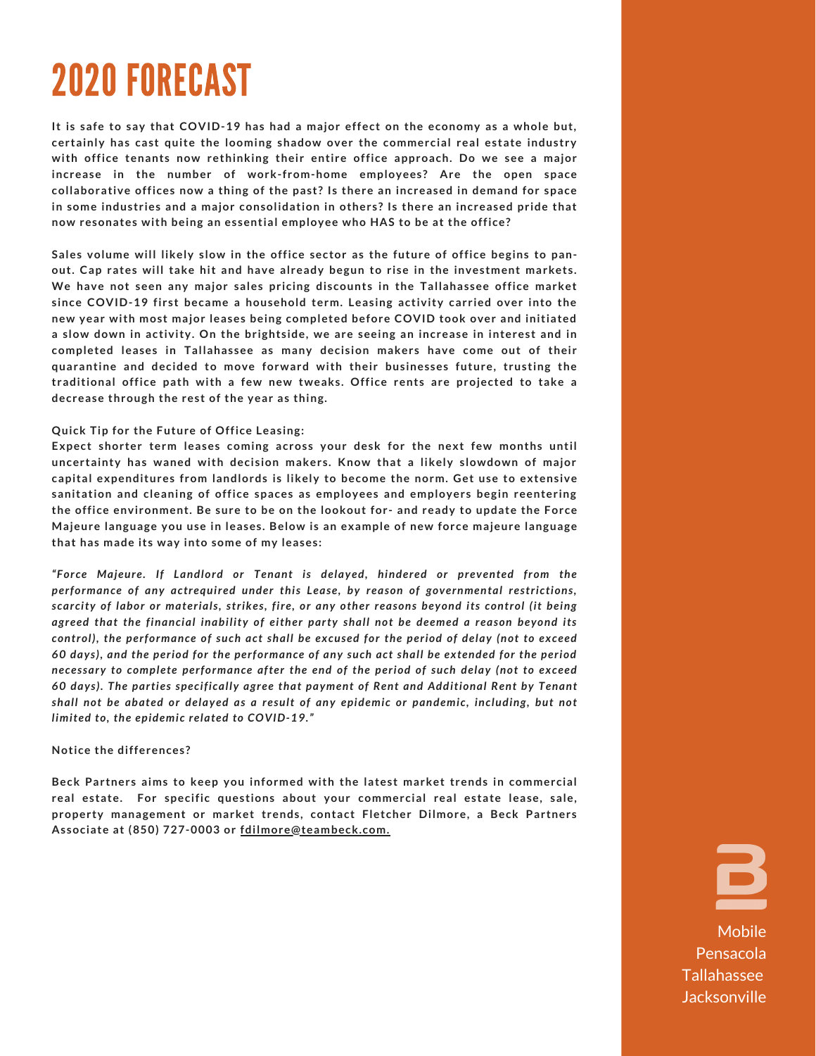# 2020 FORECAST

**It is safe to say that COVID-19 has had a major effect on the economy as a whole but, certainly has cast quite the looming shadow over the commercial real estate industry with office tenants now rethinking their entire office approach. Do we see a major increase in the number of work-from-home employees? Are the open space collaborative offices now a thing of the past? Is there an increased in demand for space in some industries and a major consolidation in others? Is there an increased pride that now resonates with being an essential employee who HAS to be at the office?**

**Sales volume will likely slow in the office sector as the future of office begins to pan-out. Cap rates will take hit and have already begun to rise in the investment markets. We have not seen any major sales pricing discounts in the Tallahassee office market since COVID-19 first became a household term. Leasing activity carried over into the new year with most major leases being completed before COVID took over and initiated a slow down in activity. On the brightside, we are seeing an increase in interest and in completed leases in Tallahassee as many decision makers have come out of their quarantine and decided to move forward with their businesses future, trusting the traditional office path with a few new tweaks. Office rents are projected to take a decrease through the rest of the year as thing.**

**Quick Tip for the Future of Office Leasing:**
**Expect shorter term leases coming across your desk for the next few months until uncertainty has waned with decision makers. Know that a likely slowdown of major capital expenditures from landlords is likely to become the norm. Get use to extensive sanitation and cleaning of office spaces as employees and employers begin reentering the office environment. Be sure to be on the lookout for- and ready to update the Force Majeure language you use in leases. Below is an example of new force majeure language that has made its way into some of my leases:**

***"Force Majeure. If Landlord or Tenant is delayed, hindered or prevented from the performance of any actrequired under this Lease, by reason of governmental restrictions, scarcity of labor or materials, strikes, fire, or any other reasons beyond its control (it being agreed that the financial inability of either party shall not be deemed a reason beyond its control), the performance of such act shall be excused for the period of delay (not to exceed 60 days), and the period for the performance of any such act shall be extended for the period necessary to complete performance after the end of the period of such delay (not to exceed 60 days). The parties specifically agree that payment of Rent and Additional Rent by Tenant shall not be abated or delayed as a result of any epidemic or pandemic, including, but not limited to, the epidemic related to COVID-19."***

**Notice the differences?**

**Beck Partners aims to keep you informed with the latest market trends in commercial real estate. For specific questions about your commercial real estate lease, sale, property management or market trends, contact Fletcher Dilmore, a Beck Partners Associate at (850) 727-0003 or fdilmore@teambeck.com.**

Mobile
Pensacola
Tallahassee
Jacksonville